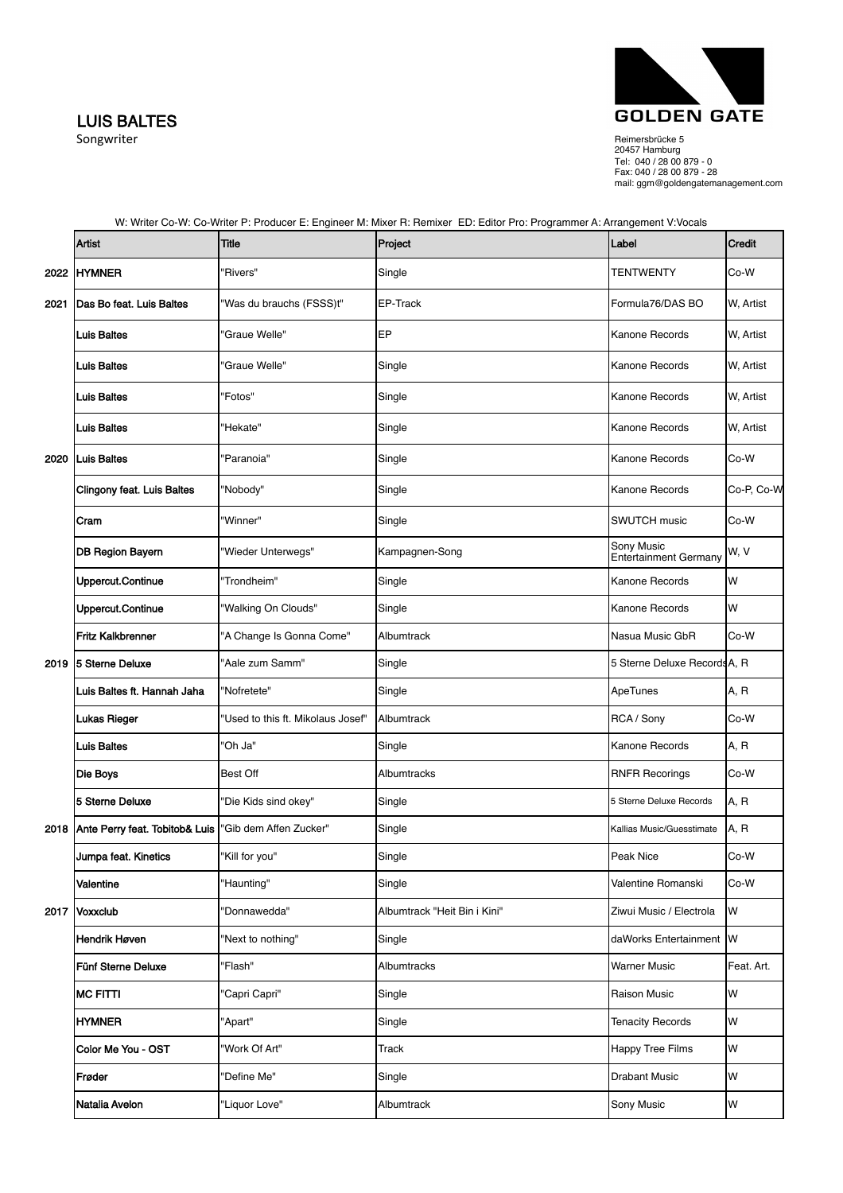# LUIS BALTES

Songwriter

GOLDEN GATE

Reimersbrücke 5
20457 Hamburg
Tel: 040 / 28 00 879 - 0
Fax: 040 / 28 00 879 - 28
mail: ggm@goldengatemanagement.com

W: Writer Co-W: Co-Writer P: Producer E: Engineer M: Mixer R: Remixer ED: Editor Pro: Programmer A: Arrangement V:Vocals

| | Artist | Title | Project | Label | Credit |
|---|---|---|---|---|---|
| 2022 | **HYMNER** | "Rivers" | Single | TENTWENTY | Co-W |
| 2021 | **Das Bo feat. Luis Baltes** | "Was du brauchs (FSSS)t" | EP-Track | Formula76/DAS BO | W, Artist |
| | **Luis Baltes** | "Graue Welle" | EP | Kanone Records | W, Artist |
| | **Luis Baltes** | "Graue Welle" | Single | Kanone Records | W, Artist |
| | **Luis Baltes** | "Fotos" | Single | Kanone Records | W, Artist |
| | **Luis Baltes** | "Hekate" | Single | Kanone Records | W, Artist |
| 2020 | **Luis Baltes** | "Paranoia" | Single | Kanone Records | Co-W |
| | **Clingony feat. Luis Baltes** | "Nobody" | Single | Kanone Records | Co-P, Co-W |
| | **Cram** | "Winner" | Single | SWUTCH music | Co-W |
| | **DB Region Bayern** | "Wieder Unterwegs" | Kampagnen-Song | Sony Music Entertainment Germany | W, V |
| | **Uppercut.Continue** | "Trondheim" | Single | Kanone Records | W |
| | **Uppercut.Continue** | "Walking On Clouds" | Single | Kanone Records | W |
| | **Fritz Kalkbrenner** | "A Change Is Gonna Come" | Albumtrack | Nasua Music GbR | Co-W |
| 2019 | **5 Sterne Deluxe** | "Aale zum Samm" | Single | 5 Sterne Deluxe Records | A, R |
| | **Luis Baltes ft. Hannah Jaha** | "Nofretete" | Single | ApeTunes | A, R |
| | **Lukas Rieger** | "Used to this ft. Mikolaus Josef" | Albumtrack | RCA / Sony | Co-W |
| | **Luis Baltes** | "Oh Ja" | Single | Kanone Records | A, R |
| | **Die Boys** | Best Off | Albumtracks | RNFR Recorings | Co-W |
| | **5 Sterne Deluxe** | "Die Kids sind okey" | Single | 5 Sterne Deluxe Records | A, R |
| 2018 | **Ante Perry feat. Tobitob& Luis** | "Gib dem Affen Zucker" | Single | Kallias Music/Guesstimate | A, R |
| | **Jumpa feat. Kinetics** | "Kill for you" | Single | Peak Nice | Co-W |
| | **Valentine** | "Haunting" | Single | Valentine Romanski | Co-W |
| 2017 | **Voxxclub** | "Donnawedda" | Albumtrack "Heit Bin i Kini" | Ziwui Music / Electrola | W |
| | **Hendrik Høven** | "Next to nothing" | Single | daWorks Entertainment | W |
| | **Fünf Sterne Deluxe** | "Flash" | Albumtracks | Warner Music | Feat. Art. |
| | **MC FITTI** | "Capri Capri" | Single | Raison Music | W |
| | **HYMNER** | "Apart" | Single | Tenacity Records | W |
| | **Color Me You - OST** | "Work Of Art" | Track | Happy Tree Films | W |
| | **Frøder** | "Define Me" | Single | Drabant Music | W |
| | **Natalia Avelon** | "Liquor Love" | Albumtrack | Sony Music | W |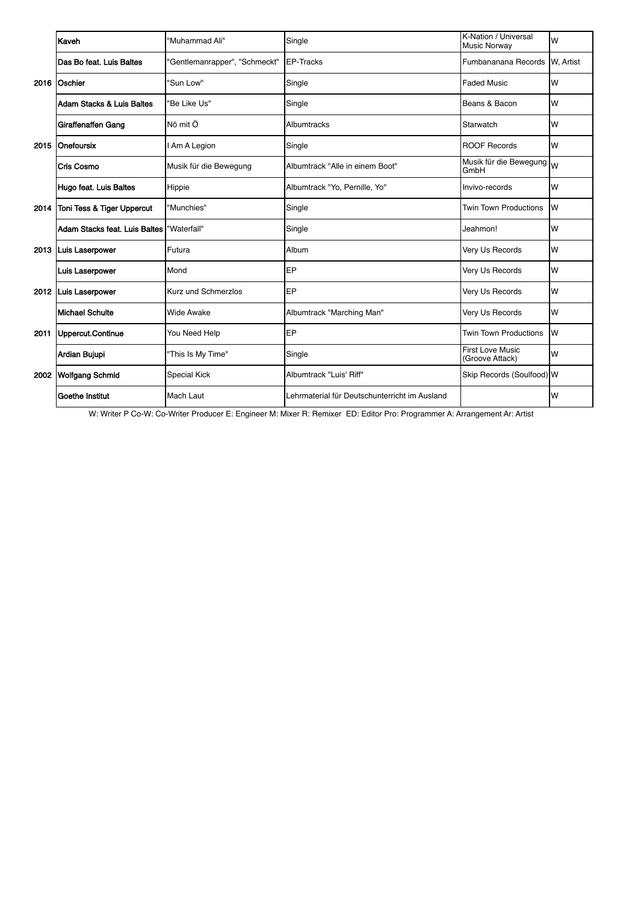| | | | | | |
|---|---|---|---|---|---|
| | **Kaveh** | "Muhammad Ali" | Single | K-Nation / Universal Music Norway | W |
| | **Das Bo feat. Luis Baltes** | "Gentlemanrapper", "Schmeckt" | EP-Tracks | Fumbananana Records | W, Artist |
| **2016** | **Oschier** | "Sun Low" | Single | Faded Music | W |
| | **Adam Stacks & Luis Baltes** | "Be Like Us" | Single | Beans & Bacon | W |
| | **Giraffenaffen Gang** | Nö mit Ö | Albumtracks | Starwatch | W |
| **2015** | **Onefoursix** | I Am A Legion | Single | ROOF Records | W |
| | **Cris Cosmo** | Musik für die Bewegung | Albumtrack "Alle in einem Boot" | Musik für die Bewegung GmbH | W |
| | **Hugo feat. Luis Baltes** | Hippie | Albumtrack "Yo, Pernille, Yo" | Invivo-records | W |
| **2014** | **Toni Tess & Tiger Uppercut** | "Munchies" | Single | Twin Town Productions | W |
| | **Adam Stacks feat. Luis Baltes** | "Waterfall" | Single | Jeahmon! | W |
| **2013** | **Luis Laserpower** | Futura | Album | Very Us Records | W |
| | **Luis Laserpower** | Mond | EP | Very Us Records | W |
| **2012** | **Luis Laserpower** | Kurz und Schmerzlos | EP | Very Us Records | W |
| | **Michael Schulte** | Wide Awake | Albumtrack "Marching Man" | Very Us Records | W |
| **2011** | **Uppercut.Continue** | You Need Help | EP | Twin Town Productions | W |
| | **Ardian Bujupi** | "This Is My Time" | Single | First Love Music (Groove Attack) | W |
| **2002** | **Wolfgang Schmid** | Special Kick | Albumtrack "Luis' Riff" | Skip Records (Soulfood) | W |
| | **Goethe Institut** | Mach Laut | Lehrmaterial für Deutschunterricht im Ausland | | W |

W: Writer P Co-W: Co-Writer Producer E: Engineer M: Mixer R: Remixer ED: Editor Pro: Programmer A: Arrangement Ar: Artist